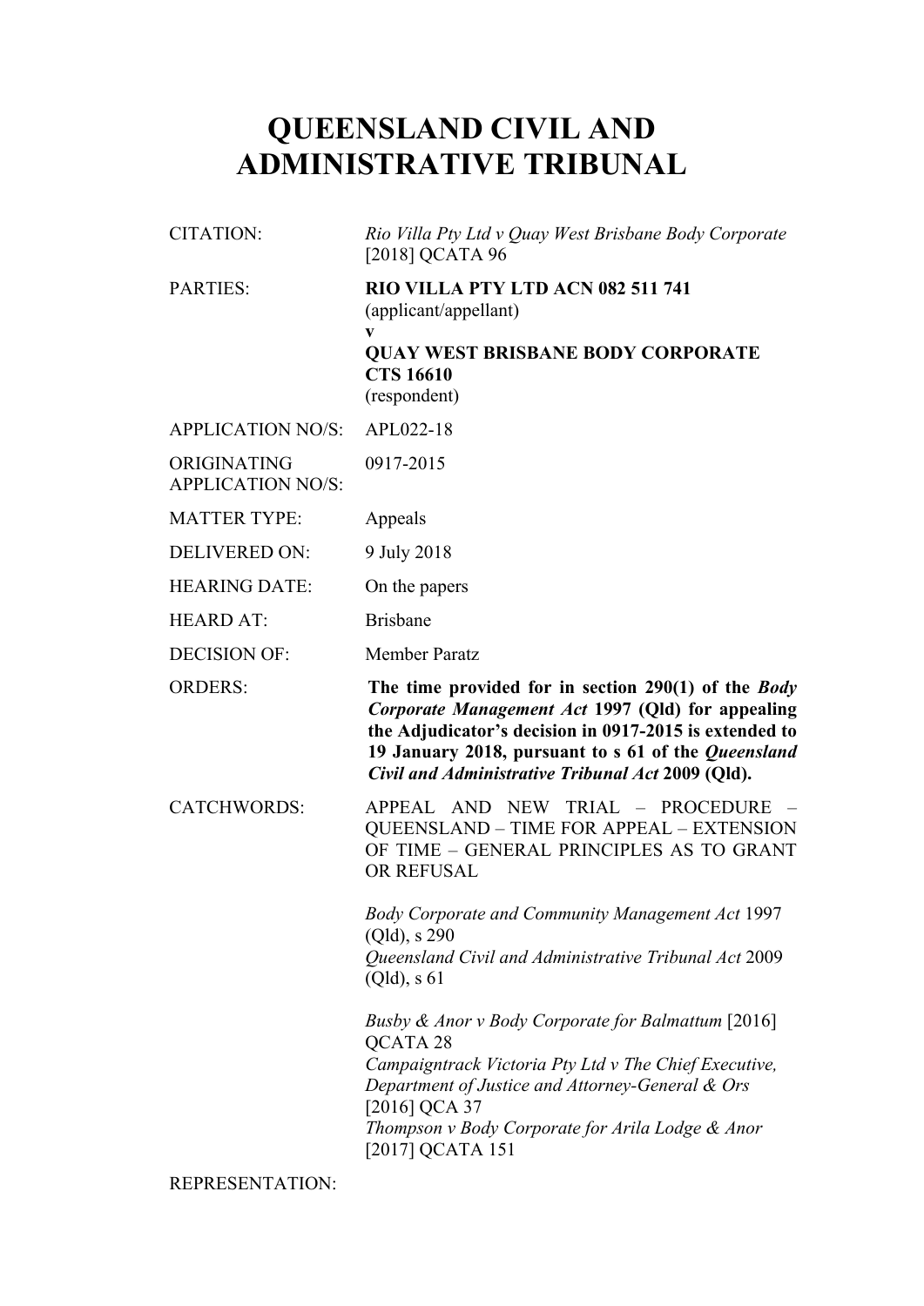# QUEENSLAND CIVIL AND ADMINISTRATIVE TRIBUNAL

| | |
|---|---|
| CITATION: | *Rio Villa Pty Ltd v Quay West Brisbane Body Corporate* [2018] QCATA 96 |
| PARTIES: | **RIO VILLA PTY LTD ACN 082 511 741** (applicant/appellant) **v** **QUAY WEST BRISBANE BODY CORPORATE CTS 16610** (respondent) |
| APPLICATION NO/S: | APL022-18 |
| ORIGINATING APPLICATION NO/S: | 0917-2015 |
| MATTER TYPE: | Appeals |
| DELIVERED ON: | 9 July 2018 |
| HEARING DATE: | On the papers |
| HEARD AT: | Brisbane |
| DECISION OF: | Member Paratz |
| ORDERS: | **The time provided for in section 290(1) of the *Body Corporate Management Act* 1997 (Qld) for appealing the Adjudicator's decision in 0917-2015 is extended to 19 January 2018, pursuant to s 61 of the *Queensland Civil and Administrative Tribunal Act* 2009 (Qld).** |
| CATCHWORDS: | APPEAL AND NEW TRIAL – PROCEDURE – QUEENSLAND – TIME FOR APPEAL – EXTENSION OF TIME – GENERAL PRINCIPLES AS TO GRANT OR REFUSAL<br><br>*Body Corporate and Community Management Act* 1997 (Qld), s 290<br>*Queensland Civil and Administrative Tribunal Act* 2009 (Qld), s 61<br><br>*Busby & Anor v Body Corporate for Balmattum* [2016] QCATA 28<br>*Campaigntrack Victoria Pty Ltd v The Chief Executive, Department of Justice and Attorney-General & Ors* [2016] QCA 37<br>*Thompson v Body Corporate for Arila Lodge & Anor* [2017] QCATA 151 |
| REPRESENTATION: | |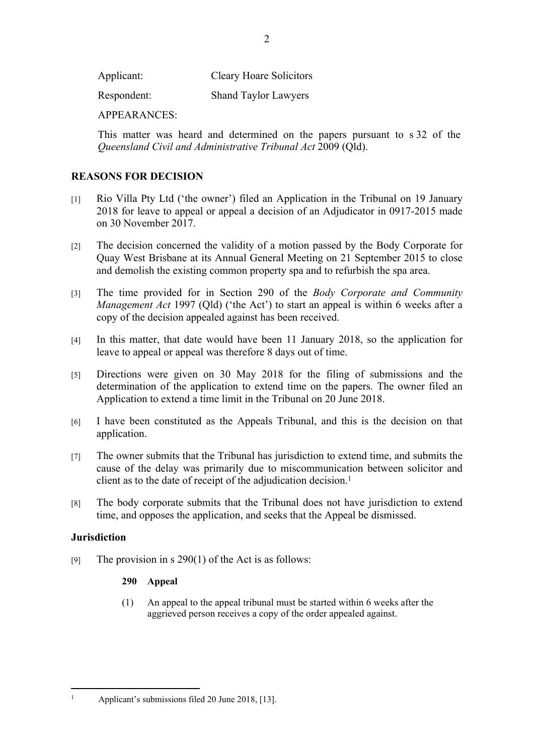Applicant: Cleary Hoare Solicitors

Respondent: Shand Taylor Lawyers

APPEARANCES:

This matter was heard and determined on the papers pursuant to s 32 of the *Queensland Civil and Administrative Tribunal Act* 2009 (Qld).

## REASONS FOR DECISION

[1] Rio Villa Pty Ltd ('the owner') filed an Application in the Tribunal on 19 January 2018 for leave to appeal or appeal a decision of an Adjudicator in 0917-2015 made on 30 November 2017.

[2] The decision concerned the validity of a motion passed by the Body Corporate for Quay West Brisbane at its Annual General Meeting on 21 September 2015 to close and demolish the existing common property spa and to refurbish the spa area.

[3] The time provided for in Section 290 of the *Body Corporate and Community Management Act* 1997 (Qld) ('the Act') to start an appeal is within 6 weeks after a copy of the decision appealed against has been received.

[4] In this matter, that date would have been 11 January 2018, so the application for leave to appeal or appeal was therefore 8 days out of time.

[5] Directions were given on 30 May 2018 for the filing of submissions and the determination of the application to extend time on the papers. The owner filed an Application to extend a time limit in the Tribunal on 20 June 2018.

[6] I have been constituted as the Appeals Tribunal, and this is the decision on that application.

[7] The owner submits that the Tribunal has jurisdiction to extend time, and submits the cause of the delay was primarily due to miscommunication between solicitor and client as to the date of receipt of the adjudication decision.[1]

[8] The body corporate submits that the Tribunal does not have jurisdiction to extend time, and opposes the application, and seeks that the Appeal be dismissed.

### Jurisdiction

[9] The provision in s 290(1) of the Act is as follows:

> **290 Appeal**
>
> (1) An appeal to the appeal tribunal must be started within 6 weeks after the aggrieved person receives a copy of the order appealed against.

---

[1] Applicant's submissions filed 20 June 2018, [13].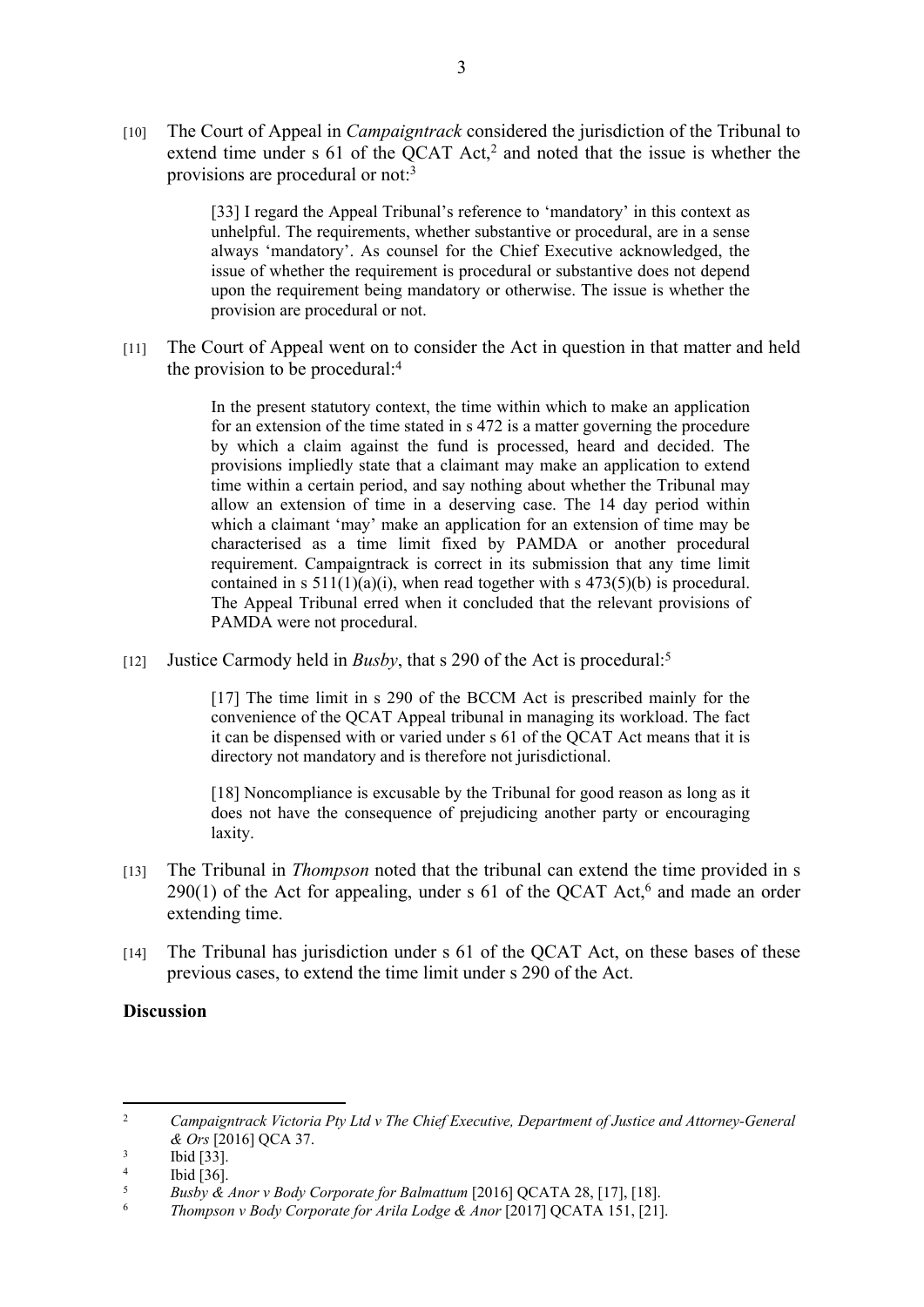[10] The Court of Appeal in *Campaigntrack* considered the jurisdiction of the Tribunal to extend time under s 61 of the QCAT Act,[2] and noted that the issue is whether the provisions are procedural or not:[3]

> [33] I regard the Appeal Tribunal's reference to 'mandatory' in this context as unhelpful. The requirements, whether substantive or procedural, are in a sense always 'mandatory'. As counsel for the Chief Executive acknowledged, the issue of whether the requirement is procedural or substantive does not depend upon the requirement being mandatory or otherwise. The issue is whether the provision are procedural or not.

[11] The Court of Appeal went on to consider the Act in question in that matter and held the provision to be procedural:[4]

> In the present statutory context, the time within which to make an application for an extension of the time stated in s 472 is a matter governing the procedure by which a claim against the fund is processed, heard and decided. The provisions impliedly state that a claimant may make an application to extend time within a certain period, and say nothing about whether the Tribunal may allow an extension of time in a deserving case. The 14 day period within which a claimant 'may' make an application for an extension of time may be characterised as a time limit fixed by PAMDA or another procedural requirement. Campaigntrack is correct in its submission that any time limit contained in s 511(1)(a)(i), when read together with s 473(5)(b) is procedural. The Appeal Tribunal erred when it concluded that the relevant provisions of PAMDA were not procedural.

[12] Justice Carmody held in *Busby*, that s 290 of the Act is procedural:[5]

> [17] The time limit in s 290 of the BCCM Act is prescribed mainly for the convenience of the QCAT Appeal tribunal in managing its workload. The fact it can be dispensed with or varied under s 61 of the QCAT Act means that it is directory not mandatory and is therefore not jurisdictional.
>
> [18] Noncompliance is excusable by the Tribunal for good reason as long as it does not have the consequence of prejudicing another party or encouraging laxity.

[13] The Tribunal in *Thompson* noted that the tribunal can extend the time provided in s 290(1) of the Act for appealing, under s 61 of the QCAT Act,[6] and made an order extending time.

[14] The Tribunal has jurisdiction under s 61 of the QCAT Act, on these bases of these previous cases, to extend the time limit under s 290 of the Act.

## Discussion

---

[2] *Campaigntrack Victoria Pty Ltd v The Chief Executive, Department of Justice and Attorney-General & Ors* [2016] QCA 37.

[3] Ibid [33].

[4] Ibid [36].

[5] *Busby & Anor v Body Corporate for Balmattum* [2016] QCATA 28, [17], [18].

[6] *Thompson v Body Corporate for Arila Lodge & Anor* [2017] QCATA 151, [21].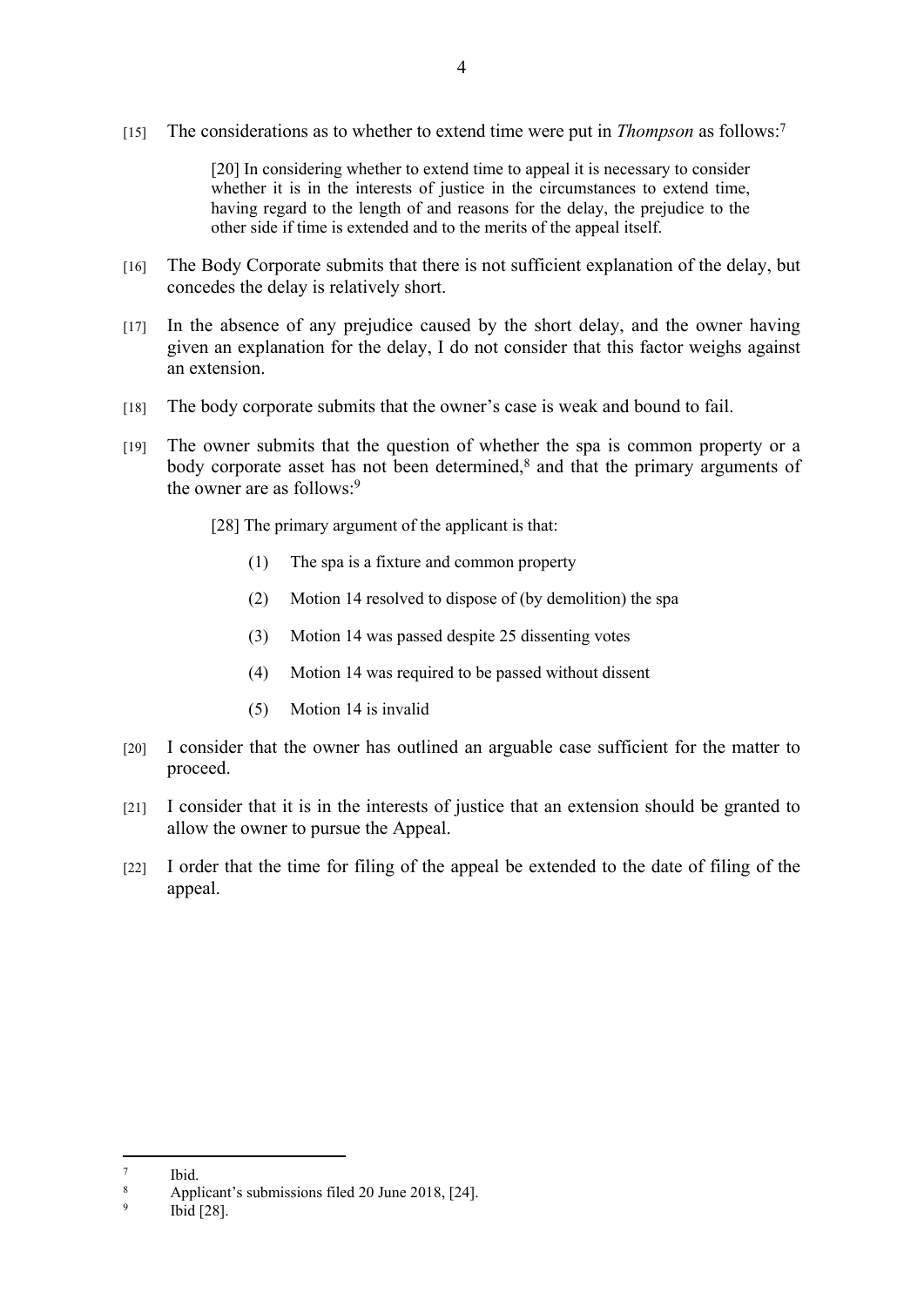[15] The considerations as to whether to extend time were put in *Thompson* as follows:[7]

> [20] In considering whether to extend time to appeal it is necessary to consider whether it is in the interests of justice in the circumstances to extend time, having regard to the length of and reasons for the delay, the prejudice to the other side if time is extended and to the merits of the appeal itself.

[16] The Body Corporate submits that there is not sufficient explanation of the delay, but concedes the delay is relatively short.

[17] In the absence of any prejudice caused by the short delay, and the owner having given an explanation for the delay, I do not consider that this factor weighs against an extension.

[18] The body corporate submits that the owner's case is weak and bound to fail.

[19] The owner submits that the question of whether the spa is common property or a body corporate asset has not been determined,[8] and that the primary arguments of the owner are as follows:[9]

> [28] The primary argument of the applicant is that:
>
> (1) The spa is a fixture and common property
>
> (2) Motion 14 resolved to dispose of (by demolition) the spa
>
> (3) Motion 14 was passed despite 25 dissenting votes
>
> (4) Motion 14 was required to be passed without dissent
>
> (5) Motion 14 is invalid

[20] I consider that the owner has outlined an arguable case sufficient for the matter to proceed.

[21] I consider that it is in the interests of justice that an extension should be granted to allow the owner to pursue the Appeal.

[22] I order that the time for filing of the appeal be extended to the date of filing of the appeal.

---

[7] Ibid.

[8] Applicant's submissions filed 20 June 2018, [24].

[9] Ibid [28].